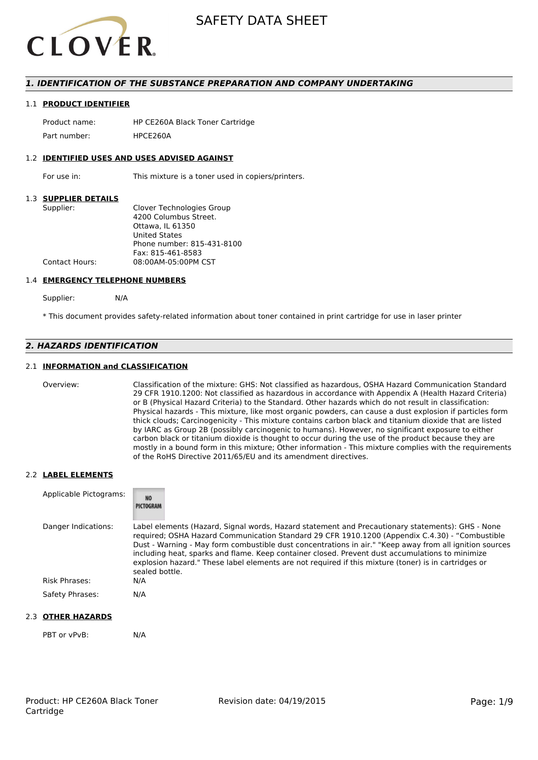# SAFETY DATA SHEET

## 1. IDENTIFICATION OF THE SUBSTANCE PREPARATION AND COMPANY UNDERTAKING

### 1.1 PRODUCT IDENTIFIER

Product name: HP CE260A Black Toner Cartridge

Part number: HPCE260A

### 1.2 IDENTIFIED USES AND USES ADVISED AGAINST

For use in: This mixture is a toner used in copiers/printers.

### 1.3 SUPPLIER DETAILS

Supplier: Clover Technologies Group
4200 Columbus Street.
Ottawa, IL 61350
United States
Phone number: 815-431-8100
Fax: 815-461-8583

Contact Hours: 08:00AM-05:00PM CST

### 1.4 EMERGENCY TELEPHONE NUMBERS

Supplier: N/A

* This document provides safety-related information about toner contained in print cartridge for use in laser printer

## 2. HAZARDS IDENTIFICATION

### 2.1 INFORMATION and CLASSIFICATION

Overview: Classification of the mixture: GHS: Not classified as hazardous, OSHA Hazard Communication Standard 29 CFR 1910.1200: Not classified as hazardous in accordance with Appendix A (Health Hazard Criteria) or B (Physical Hazard Criteria) to the Standard. Other hazards which do not result in classification: Physical hazards - This mixture, like most organic powders, can cause a dust explosion if particles form thick clouds; Carcinogenicity - This mixture contains carbon black and titanium dioxide that are listed by IARC as Group 2B (possibly carcinogenic to humans). However, no significant exposure to either carbon black or titanium dioxide is thought to occur during the use of the product because they are mostly in a bound form in this mixture; Other information - This mixture complies with the requirements of the RoHS Directive 2011/65/EU and its amendment directives.

### 2.2 LABEL ELEMENTS

Applicable Pictograms: NO PICTOGRAM

Danger Indications: Label elements (Hazard, Signal words, Hazard statement and Precautionary statements): GHS - None required; OSHA Hazard Communication Standard 29 CFR 1910.1200 (Appendix C.4.30) - “Combustible Dust - Warning - May form combustible dust concentrations in air." "Keep away from all ignition sources including heat, sparks and flame. Keep container closed. Prevent dust accumulations to minimize explosion hazard." These label elements are not required if this mixture (toner) is in cartridges or sealed bottle.

Risk Phrases: N/A

Safety Phrases: N/A

### 2.3 OTHER HAZARDS

PBT or vPvB: N/A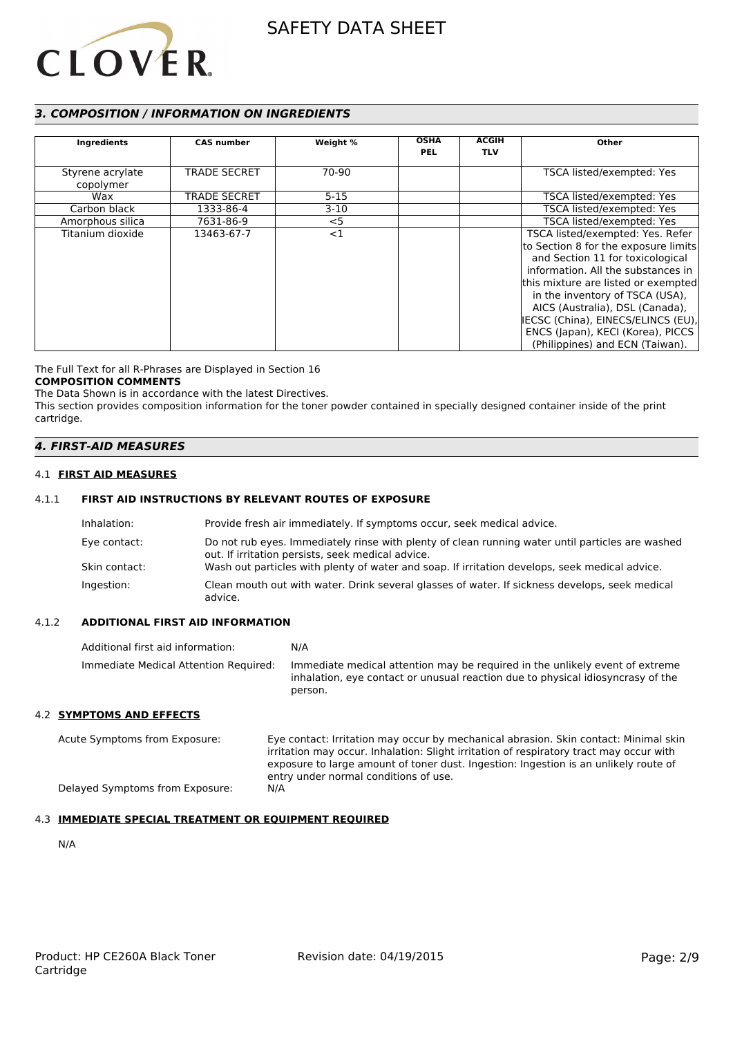## *3. COMPOSITION / INFORMATION ON INGREDIENTS*

| Ingredients | CAS number | Weight % | OSHA PEL | ACGIH TLV | Other |
|---|---|---|---|---|---|
| Styrene acrylate copolymer | TRADE SECRET | 70-90 | | | TSCA listed/exempted: Yes |
| Wax | TRADE SECRET | 5-15 | | | TSCA listed/exempted: Yes |
| Carbon black | 1333-86-4 | 3-10 | | | TSCA listed/exempted: Yes |
| Amorphous silica | 7631-86-9 | <5 | | | TSCA listed/exempted: Yes |
| Titanium dioxide | 13463-67-7 | <1 | | | TSCA listed/exempted: Yes. Refer to Section 8 for the exposure limits and Section 11 for toxicological information. All the substances in this mixture are listed or exempted in the inventory of TSCA (USA), AICS (Australia), DSL (Canada), IECSC (China), EINECS/ELINCS (EU), ENCS (Japan), KECI (Korea), PICCS (Philippines) and ECN (Taiwan). |

The Full Text for all R-Phrases are Displayed in Section 16

**COMPOSITION COMMENTS**

The Data Shown is in accordance with the latest Directives.

This section provides composition information for the toner powder contained in specially designed container inside of the print cartridge.

## *4. FIRST-AID MEASURES*

### 4.1 FIRST AID MEASURES

#### 4.1.1 FIRST AID INSTRUCTIONS BY RELEVANT ROUTES OF EXPOSURE

| | |
|---|---|
| Inhalation: | Provide fresh air immediately. If symptoms occur, seek medical advice. |
| Eye contact: | Do not rub eyes. Immediately rinse with plenty of clean running water until particles are washed out. If irritation persists, seek medical advice. |
| Skin contact: | Wash out particles with plenty of water and soap. If irritation develops, seek medical advice. |
| Ingestion: | Clean mouth out with water. Drink several glasses of water. If sickness develops, seek medical advice. |

#### 4.1.2 ADDITIONAL FIRST AID INFORMATION

| | |
|---|---|
| Additional first aid information: | N/A |
| Immediate Medical Attention Required: | Immediate medical attention may be required in the unlikely event of extreme inhalation, eye contact or unusual reaction due to physical idiosyncrasy of the person. |

### 4.2 SYMPTOMS AND EFFECTS

| | |
|---|---|
| Acute Symptoms from Exposure: | Eye contact: Irritation may occur by mechanical abrasion. Skin contact: Minimal skin irritation may occur. Inhalation: Slight irritation of respiratory tract may occur with exposure to large amount of toner dust. Ingestion: Ingestion is an unlikely route of entry under normal conditions of use. |
| Delayed Symptoms from Exposure: | N/A |

### 4.3 IMMEDIATE SPECIAL TREATMENT OR EQUIPMENT REQUIRED

N/A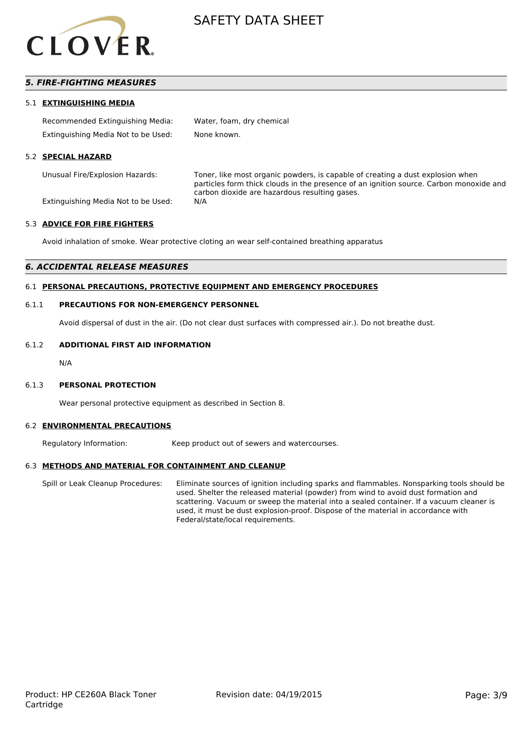## *5. FIRE-FIGHTING MEASURES*

### 5.1 EXTINGUISHING MEDIA

| | |
|---|---|
| Recommended Extinguishing Media: | Water, foam, dry chemical |
| Extinguishing Media Not to be Used: | None known. |

### 5.2 SPECIAL HAZARD

| | |
|---|---|
| Unusual Fire/Explosion Hazards: | Toner, like most organic powders, is capable of creating a dust explosion when particles form thick clouds in the presence of an ignition source. Carbon monoxide and carbon dioxide are hazardous resulting gases. |
| Extinguishing Media Not to be Used: | N/A |

### 5.3 ADVICE FOR FIRE FIGHTERS

Avoid inhalation of smoke. Wear protective cloting an wear self-contained breathing apparatus

## *6. ACCIDENTAL RELEASE MEASURES*

### 6.1 PERSONAL PRECAUTIONS, PROTECTIVE EQUIPMENT AND EMERGENCY PROCEDURES

#### 6.1.1 PRECAUTIONS FOR NON-EMERGENCY PERSONNEL

Avoid dispersal of dust in the air. (Do not clear dust surfaces with compressed air.). Do not breathe dust.

#### 6.1.2 ADDITIONAL FIRST AID INFORMATION

N/A

#### 6.1.3 PERSONAL PROTECTION

Wear personal protective equipment as described in Section 8.

### 6.2 ENVIRONMENTAL PRECAUTIONS

| | |
|---|---|
| Regulatory Information: | Keep product out of sewers and watercourses. |

### 6.3 METHODS AND MATERIAL FOR CONTAINMENT AND CLEANUP

| | |
|---|---|
| Spill or Leak Cleanup Procedures: | Eliminate sources of ignition including sparks and flammables. Nonsparking tools should be used. Shelter the released material (powder) from wind to avoid dust formation and scattering. Vacuum or sweep the material into a sealed container. If a vacuum cleaner is used, it must be dust explosion-proof. Dispose of the material in accordance with Federal/state/local requirements. |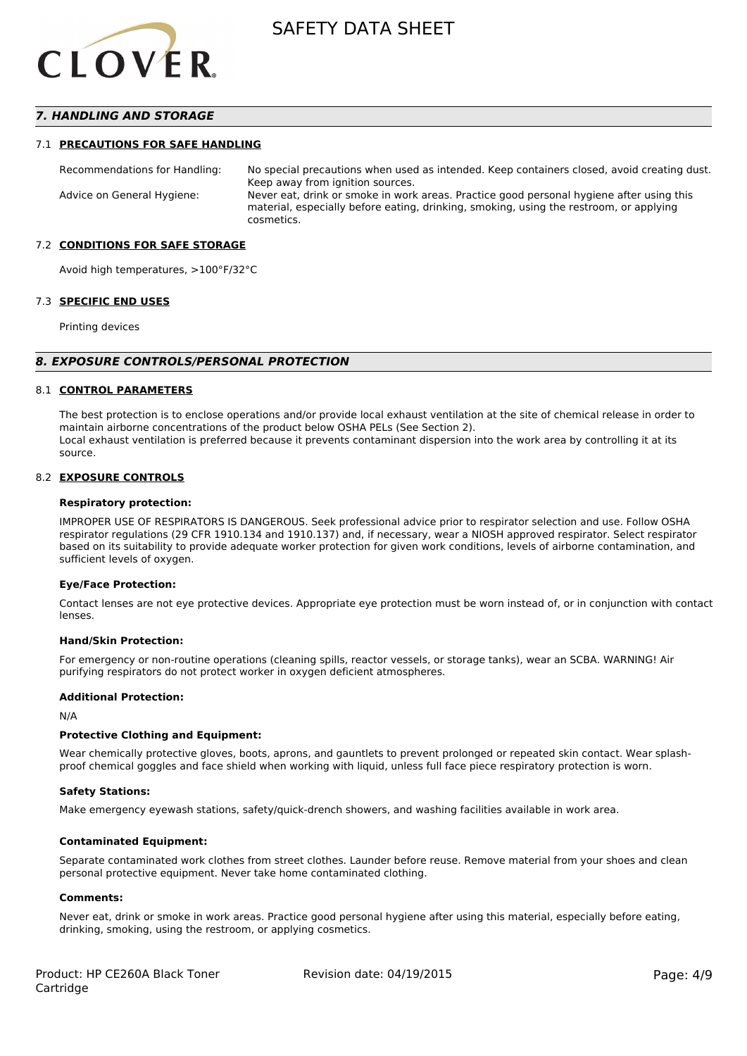## 7. HANDLING AND STORAGE

### 7.1 PRECAUTIONS FOR SAFE HANDLING

| | |
|---|---|
| Recommendations for Handling: | No special precautions when used as intended. Keep containers closed, avoid creating dust. Keep away from ignition sources. |
| Advice on General Hygiene: | Never eat, drink or smoke in work areas. Practice good personal hygiene after using this material, especially before eating, drinking, smoking, using the restroom, or applying cosmetics. |

### 7.2 CONDITIONS FOR SAFE STORAGE

Avoid high temperatures, >100°F/32°C

### 7.3 SPECIFIC END USES

Printing devices

## 8. EXPOSURE CONTROLS/PERSONAL PROTECTION

### 8.1 CONTROL PARAMETERS

The best protection is to enclose operations and/or provide local exhaust ventilation at the site of chemical release in order to maintain airborne concentrations of the product below OSHA PELs (See Section 2).
Local exhaust ventilation is preferred because it prevents contaminant dispersion into the work area by controlling it at its source.

### 8.2 EXPOSURE CONTROLS

**Respiratory protection:**

IMPROPER USE OF RESPIRATORS IS DANGEROUS. Seek professional advice prior to respirator selection and use. Follow OSHA respirator regulations (29 CFR 1910.134 and 1910.137) and, if necessary, wear a NIOSH approved respirator. Select respirator based on its suitability to provide adequate worker protection for given work conditions, levels of airborne contamination, and sufficient levels of oxygen.

**Eye/Face Protection:**

Contact lenses are not eye protective devices. Appropriate eye protection must be worn instead of, or in conjunction with contact lenses.

**Hand/Skin Protection:**

For emergency or non-routine operations (cleaning spills, reactor vessels, or storage tanks), wear an SCBA. WARNING! Air purifying respirators do not protect worker in oxygen deficient atmospheres.

**Additional Protection:**

N/A

**Protective Clothing and Equipment:**

Wear chemically protective gloves, boots, aprons, and gauntlets to prevent prolonged or repeated skin contact. Wear splash-proof chemical goggles and face shield when working with liquid, unless full face piece respiratory protection is worn.

**Safety Stations:**

Make emergency eyewash stations, safety/quick-drench showers, and washing facilities available in work area.

**Contaminated Equipment:**

Separate contaminated work clothes from street clothes. Launder before reuse. Remove material from your shoes and clean personal protective equipment. Never take home contaminated clothing.

**Comments:**

Never eat, drink or smoke in work areas. Practice good personal hygiene after using this material, especially before eating, drinking, smoking, using the restroom, or applying cosmetics.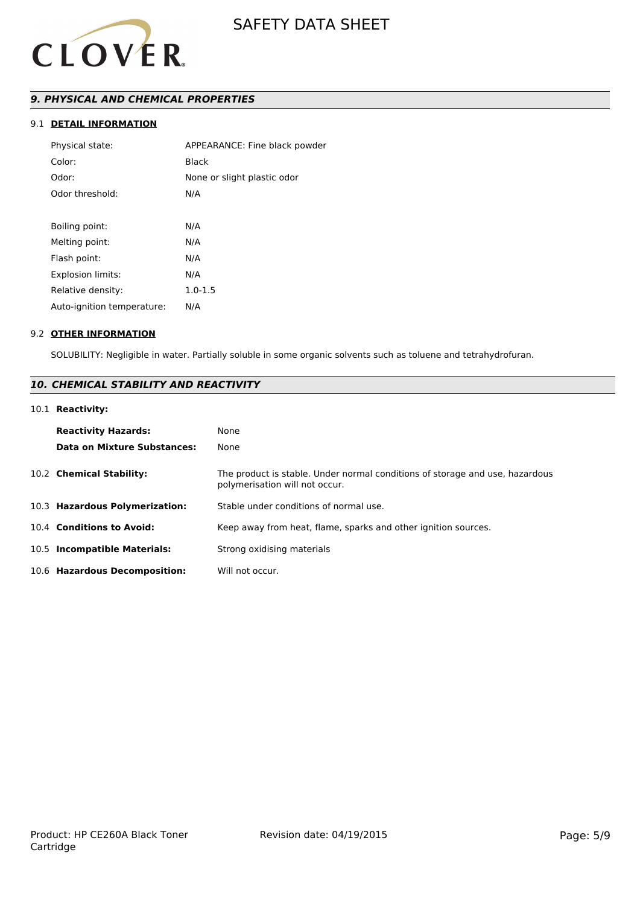## *9. PHYSICAL AND CHEMICAL PROPERTIES*

### 9.1 DETAIL INFORMATION

| | |
|---|---|
| Physical state: | APPEARANCE: Fine black powder |
| Color: | Black |
| Odor: | None or slight plastic odor |
| Odor threshold: | N/A |
| Boiling point: | N/A |
| Melting point: | N/A |
| Flash point: | N/A |
| Explosion limits: | N/A |
| Relative density: | 1.0-1.5 |
| Auto-ignition temperature: | N/A |

### 9.2 OTHER INFORMATION

SOLUBILITY: Negligible in water. Partially soluble in some organic solvents such as toluene and tetrahydrofuran.

## *10. CHEMICAL STABILITY AND REACTIVITY*

### 10.1 **Reactivity:**

| | |
|---|---|
| **Reactivity Hazards:** | None |
| **Data on Mixture Substances:** | None |

| | |
|---|---|
| 10.2 **Chemical Stability:** | The product is stable. Under normal conditions of storage and use, hazardous polymerisation will not occur. |
| 10.3 **Hazardous Polymerization:** | Stable under conditions of normal use. |
| 10.4 **Conditions to Avoid:** | Keep away from heat, flame, sparks and other ignition sources. |
| 10.5 **Incompatible Materials:** | Strong oxidising materials |
| 10.6 **Hazardous Decomposition:** | Will not occur. |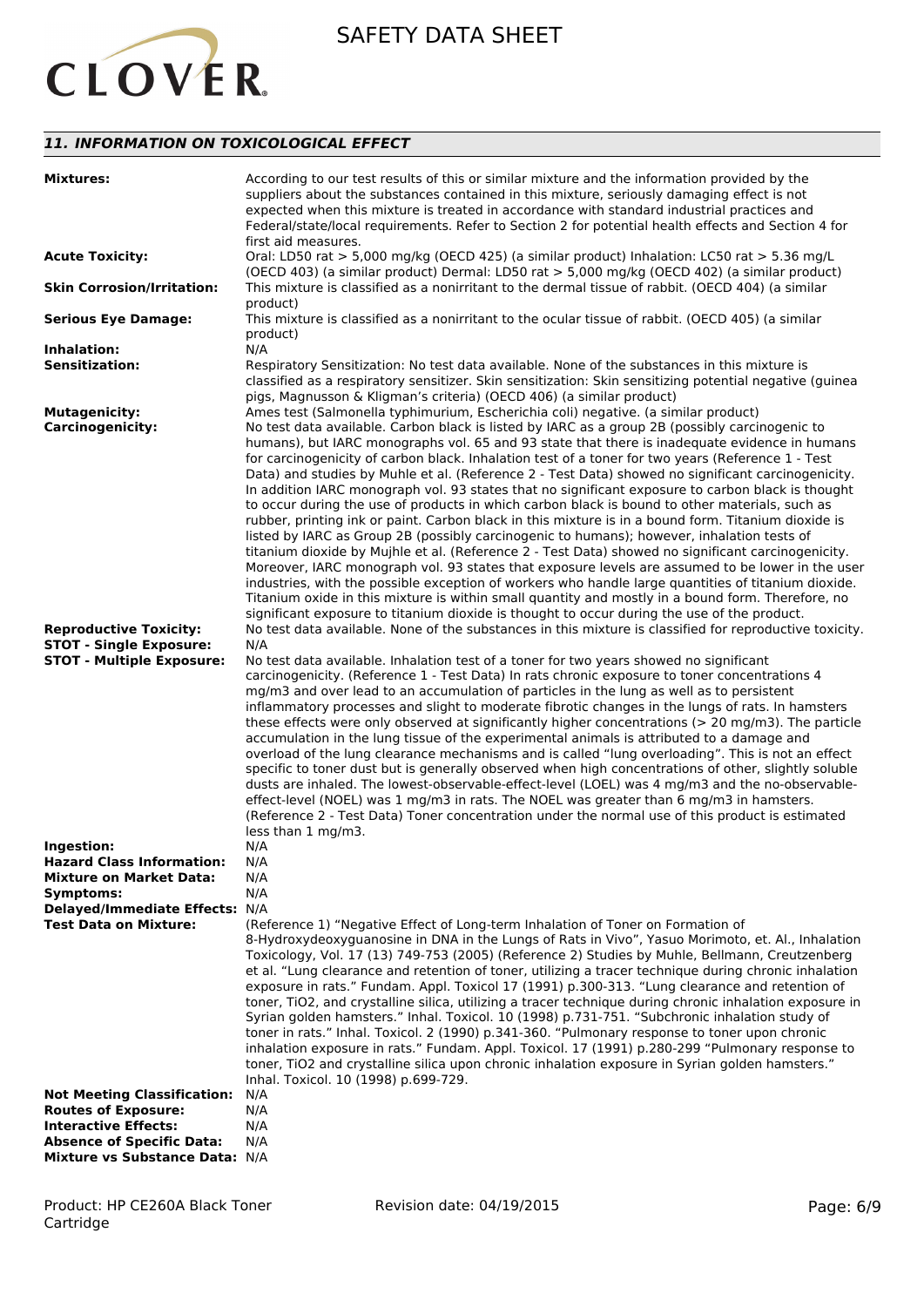## *11. INFORMATION ON TOXICOLOGICAL EFFECT*

| | |
|---|---|
| **Mixtures:** | According to our test results of this or similar mixture and the information provided by the suppliers about the substances contained in this mixture, seriously damaging effect is not expected when this mixture is treated in accordance with standard industrial practices and Federal/state/local requirements. Refer to Section 2 for potential health effects and Section 4 for first aid measures. |
| **Acute Toxicity:** | Oral: LD50 rat > 5,000 mg/kg (OECD 425) (a similar product) Inhalation: LC50 rat > 5.36 mg/L (OECD 403) (a similar product) Dermal: LD50 rat > 5,000 mg/kg (OECD 402) (a similar product) |
| **Skin Corrosion/Irritation:** | This mixture is classified as a nonirritant to the dermal tissue of rabbit. (OECD 404) (a similar product) |
| **Serious Eye Damage:** | This mixture is classified as a nonirritant to the ocular tissue of rabbit. (OECD 405) (a similar product) |
| **Inhalation:** | N/A |
| **Sensitization:** | Respiratory Sensitization: No test data available. None of the substances in this mixture is classified as a respiratory sensitizer. Skin sensitization: Skin sensitizing potential negative (guinea pigs, Magnusson & Kligman's criteria) (OECD 406) (a similar product) |
| **Mutagenicity:** | Ames test (Salmonella typhimurium, Escherichia coli) negative. (a similar product) |
| **Carcinogenicity:** | No test data available. Carbon black is listed by IARC as a group 2B (possibly carcinogenic to humans), but IARC monographs vol. 65 and 93 state that there is inadequate evidence in humans for carcinogenicity of carbon black. Inhalation test of a toner for two years (Reference 1 - Test Data) and studies by Muhle et al. (Reference 2 - Test Data) showed no significant carcinogenicity. In addition IARC monograph vol. 93 states that no significant exposure to carbon black is thought to occur during the use of products in which carbon black is bound to other materials, such as rubber, printing ink or paint. Carbon black in this mixture is in a bound form. Titanium dioxide is listed by IARC as Group 2B (possibly carcinogenic to humans); however, inhalation tests of titanium dioxide by Mujhle et al. (Reference 2 - Test Data) showed no significant carcinogenicity. Moreover, IARC monograph vol. 93 states that exposure levels are assumed to be lower in the user industries, with the possible exception of workers who handle large quantities of titanium dioxide. Titanium oxide in this mixture is within small quantity and mostly in a bound form. Therefore, no significant exposure to titanium dioxide is thought to occur during the use of the product. |
| **Reproductive Toxicity:** | No test data available. None of the substances in this mixture is classified for reproductive toxicity. |
| **STOT - Single Exposure:** | N/A |
| **STOT - Multiple Exposure:** | No test data available. Inhalation test of a toner for two years showed no significant carcinogenicity. (Reference 1 - Test Data) In rats chronic exposure to toner concentrations 4 mg/m3 and over lead to an accumulation of particles in the lung as well as to persistent inflammatory processes and slight to moderate fibrotic changes in the lungs of rats. In hamsters these effects were only observed at significantly higher concentrations (> 20 mg/m3). The particle accumulation in the lung tissue of the experimental animals is attributed to a damage and overload of the lung clearance mechanisms and is called "lung overloading". This is not an effect specific to toner dust but is generally observed when high concentrations of other, slightly soluble dusts are inhaled. The lowest-observable-effect-level (LOEL) was 4 mg/m3 and the no-observable-effect-level (NOEL) was 1 mg/m3 in rats. The NOEL was greater than 6 mg/m3 in hamsters. (Reference 2 - Test Data) Toner concentration under the normal use of this product is estimated less than 1 mg/m3. |
| **Ingestion:** | N/A |
| **Hazard Class Information:** | N/A |
| **Mixture on Market Data:** | N/A |
| **Symptoms:** | N/A |
| **Delayed/Immediate Effects:** | N/A |
| **Test Data on Mixture:** | (Reference 1) "Negative Effect of Long-term Inhalation of Toner on Formation of 8-Hydroxydeoxyguanosine in DNA in the Lungs of Rats in Vivo", Yasuo Morimoto, et. Al., Inhalation Toxicology, Vol. 17 (13) 749-753 (2005) (Reference 2) Studies by Muhle, Bellmann, Creutzenberg et al. "Lung clearance and retention of toner, utilizing a tracer technique during chronic inhalation exposure in rats." Fundam. Appl. Toxicol 17 (1991) p.300-313. "Lung clearance and retention of toner, TiO2, and crystalline silica, utilizing a tracer technique during chronic inhalation exposure in Syrian golden hamsters." Inhal. Toxicol. 10 (1998) p.731-751. "Subchronic inhalation study of toner in rats." Inhal. Toxicol. 2 (1990) p.341-360. "Pulmonary response to toner upon chronic inhalation exposure in rats." Fundam. Appl. Toxicol. 17 (1991) p.280-299 "Pulmonary response to toner, TiO2 and crystalline silica upon chronic inhalation exposure in Syrian golden hamsters." Inhal. Toxicol. 10 (1998) p.699-729. |
| **Not Meeting Classification:** | N/A |
| **Routes of Exposure:** | N/A |
| **Interactive Effects:** | N/A |
| **Absence of Specific Data:** | N/A |
| **Mixture vs Substance Data:** | N/A |

Product: HP CE260A Black Toner Cartridge    Revision date: 04/19/2015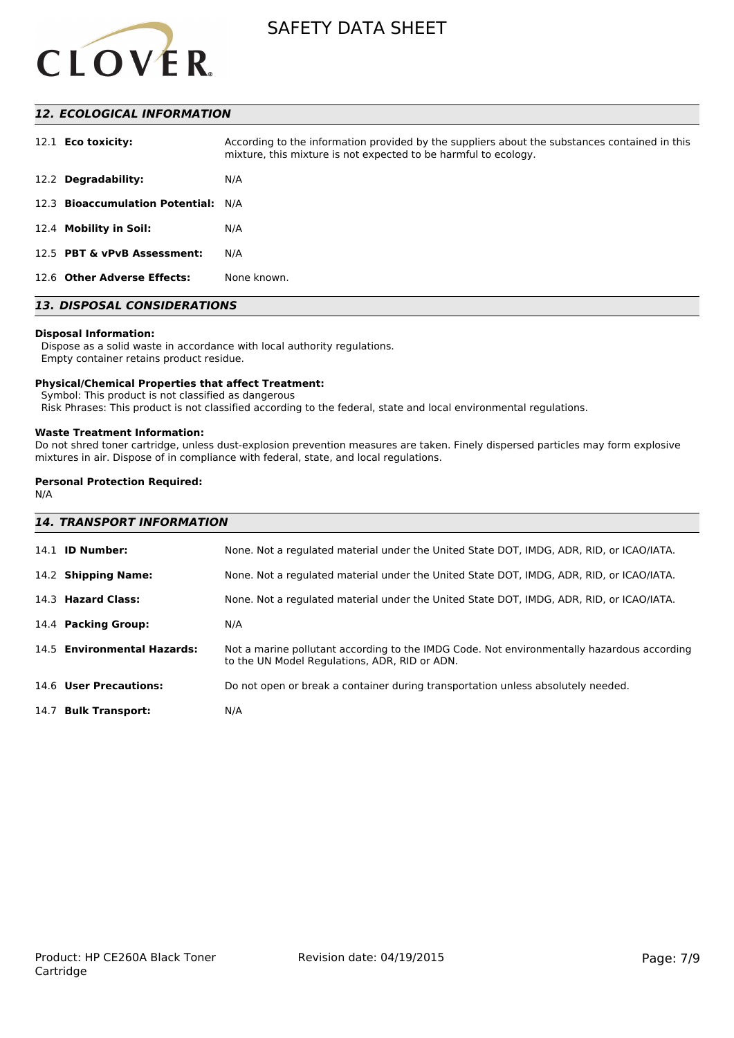## 12. ECOLOGICAL INFORMATION

| | |
|---|---|
| 12.1 **Eco toxicity:** | According to the information provided by the suppliers about the substances contained in this mixture, this mixture is not expected to be harmful to ecology. |
| 12.2 **Degradability:** | N/A |
| 12.3 **Bioaccumulation Potential:** | N/A |
| 12.4 **Mobility in Soil:** | N/A |
| 12.5 **PBT & vPvB Assessment:** | N/A |
| 12.6 **Other Adverse Effects:** | None known. |

## 13. DISPOSAL CONSIDERATIONS

**Disposal Information:**
Dispose as a solid waste in accordance with local authority regulations.
Empty container retains product residue.

**Physical/Chemical Properties that affect Treatment:**
Symbol: This product is not classified as dangerous
Risk Phrases: This product is not classified according to the federal, state and local environmental regulations.

**Waste Treatment Information:**
Do not shred toner cartridge, unless dust-explosion prevention measures are taken. Finely dispersed particles may form explosive mixtures in air. Dispose of in compliance with federal, state, and local regulations.

**Personal Protection Required:**
N/A

## 14. TRANSPORT INFORMATION

| | |
|---|---|
| 14.1 **ID Number:** | None. Not a regulated material under the United State DOT, IMDG, ADR, RID, or ICAO/IATA. |
| 14.2 **Shipping Name:** | None. Not a regulated material under the United State DOT, IMDG, ADR, RID, or ICAO/IATA. |
| 14.3 **Hazard Class:** | None. Not a regulated material under the United State DOT, IMDG, ADR, RID, or ICAO/IATA. |
| 14.4 **Packing Group:** | N/A |
| 14.5 **Environmental Hazards:** | Not a marine pollutant according to the IMDG Code. Not environmentally hazardous according to the UN Model Regulations, ADR, RID or ADN. |
| 14.6 **User Precautions:** | Do not open or break a container during transportation unless absolutely needed. |
| 14.7 **Bulk Transport:** | N/A |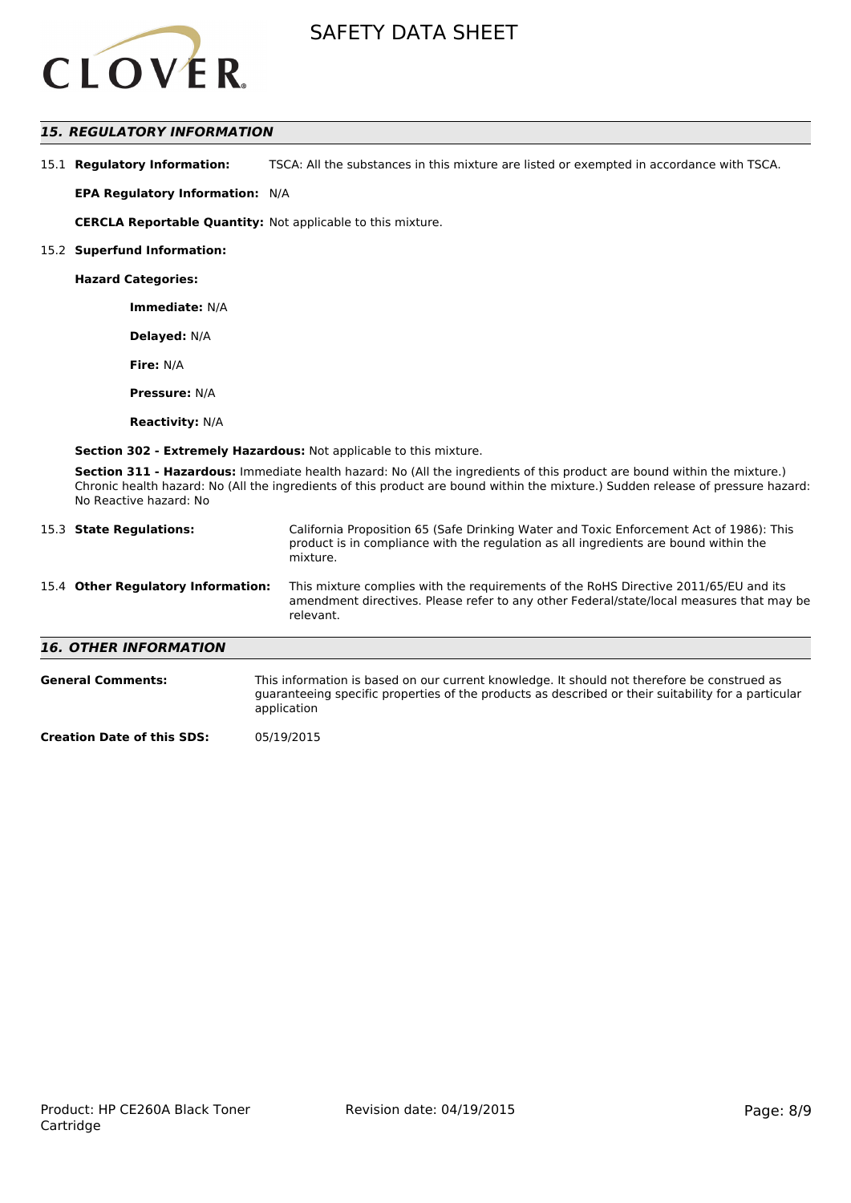## *15. REGULATORY INFORMATION*

15.1 **Regulatory Information:** TSCA: All the substances in this mixture are listed or exempted in accordance with TSCA.

**EPA Regulatory Information:** N/A

**CERCLA Reportable Quantity:** Not applicable to this mixture.

15.2 **Superfund Information:**

**Hazard Categories:**

**Immediate:** N/A

**Delayed:** N/A

**Fire:** N/A

**Pressure:** N/A

**Reactivity:** N/A

**Section 302 - Extremely Hazardous:** Not applicable to this mixture.

**Section 311 - Hazardous:** Immediate health hazard: No (All the ingredients of this product are bound within the mixture.) Chronic health hazard: No (All the ingredients of this product are bound within the mixture.) Sudden release of pressure hazard: No Reactive hazard: No

15.3 **State Regulations:** California Proposition 65 (Safe Drinking Water and Toxic Enforcement Act of 1986): This product is in compliance with the regulation as all ingredients are bound within the mixture.

15.4 **Other Regulatory Information:** This mixture complies with the requirements of the RoHS Directive 2011/65/EU and its amendment directives. Please refer to any other Federal/state/local measures that may be relevant.

## *16. OTHER INFORMATION*

**General Comments:** This information is based on our current knowledge. It should not therefore be construed as guaranteeing specific properties of the products as described or their suitability for a particular application

**Creation Date of this SDS:** 05/19/2015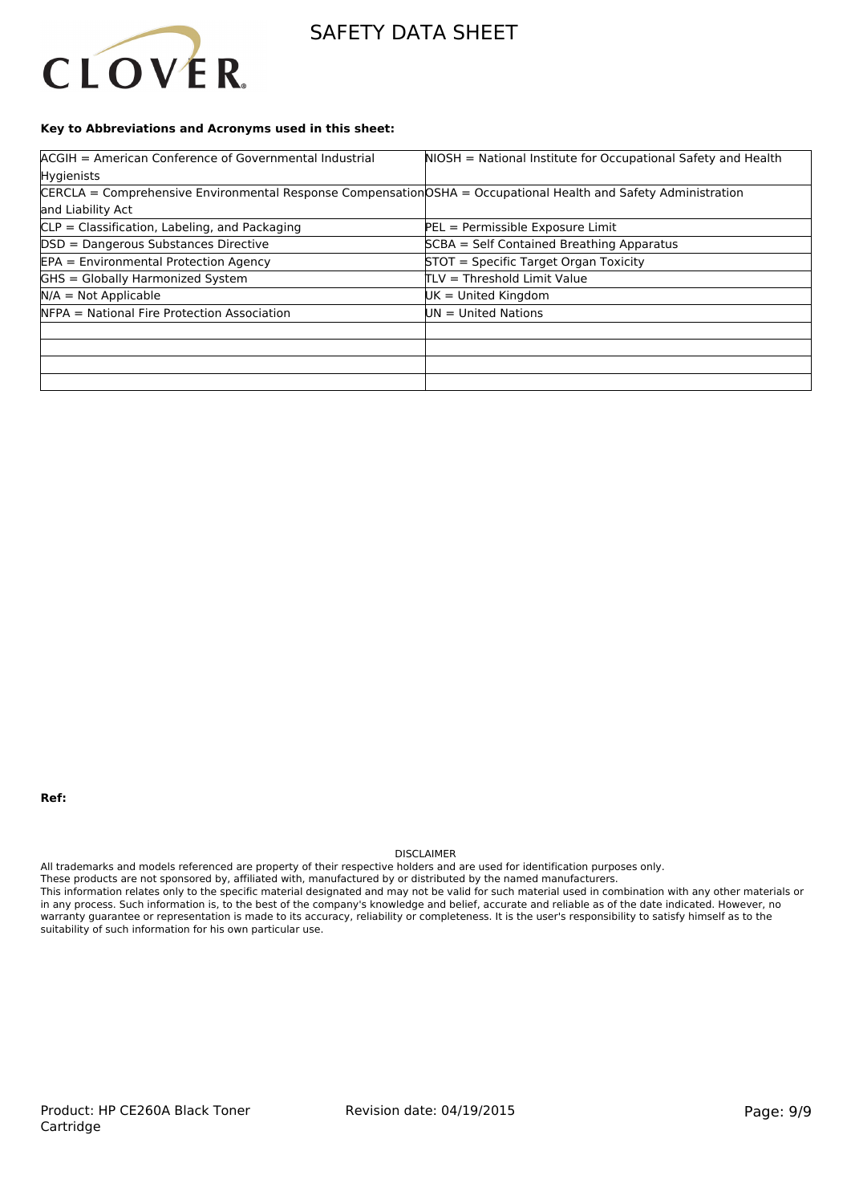**Key to Abbreviations and Acronyms used in this sheet:**

| | |
|---|---|
| ACGIH = American Conference of Governmental Industrial Hygienists | NIOSH = National Institute for Occupational Safety and Health |
| CERCLA = Comprehensive Environmental Response Compensation and Liability Act | OSHA = Occupational Health and Safety Administration |
| CLP = Classification, Labeling, and Packaging | PEL = Permissible Exposure Limit |
| DSD = Dangerous Substances Directive | SCBA = Self Contained Breathing Apparatus |
| EPA = Environmental Protection Agency | STOT = Specific Target Organ Toxicity |
| GHS = Globally Harmonized System | TLV = Threshold Limit Value |
| N/A = Not Applicable | UK = United Kingdom |
| NFPA = National Fire Protection Association | UN = United Nations |
| | |
| | |
| | |
| | |

**Ref:**

DISCLAIMER

All trademarks and models referenced are property of their respective holders and are used for identification purposes only.
These products are not sponsored by, affiliated with, manufactured by or distributed by the named manufacturers.
This information relates only to the specific material designated and may not be valid for such material used in combination with any other materials or in any process. Such information is, to the best of the company's knowledge and belief, accurate and reliable as of the date indicated. However, no warranty guarantee or representation is made to its accuracy, reliability or completeness. It is the user's responsibility to satisfy himself as to the suitability of such information for his own particular use.